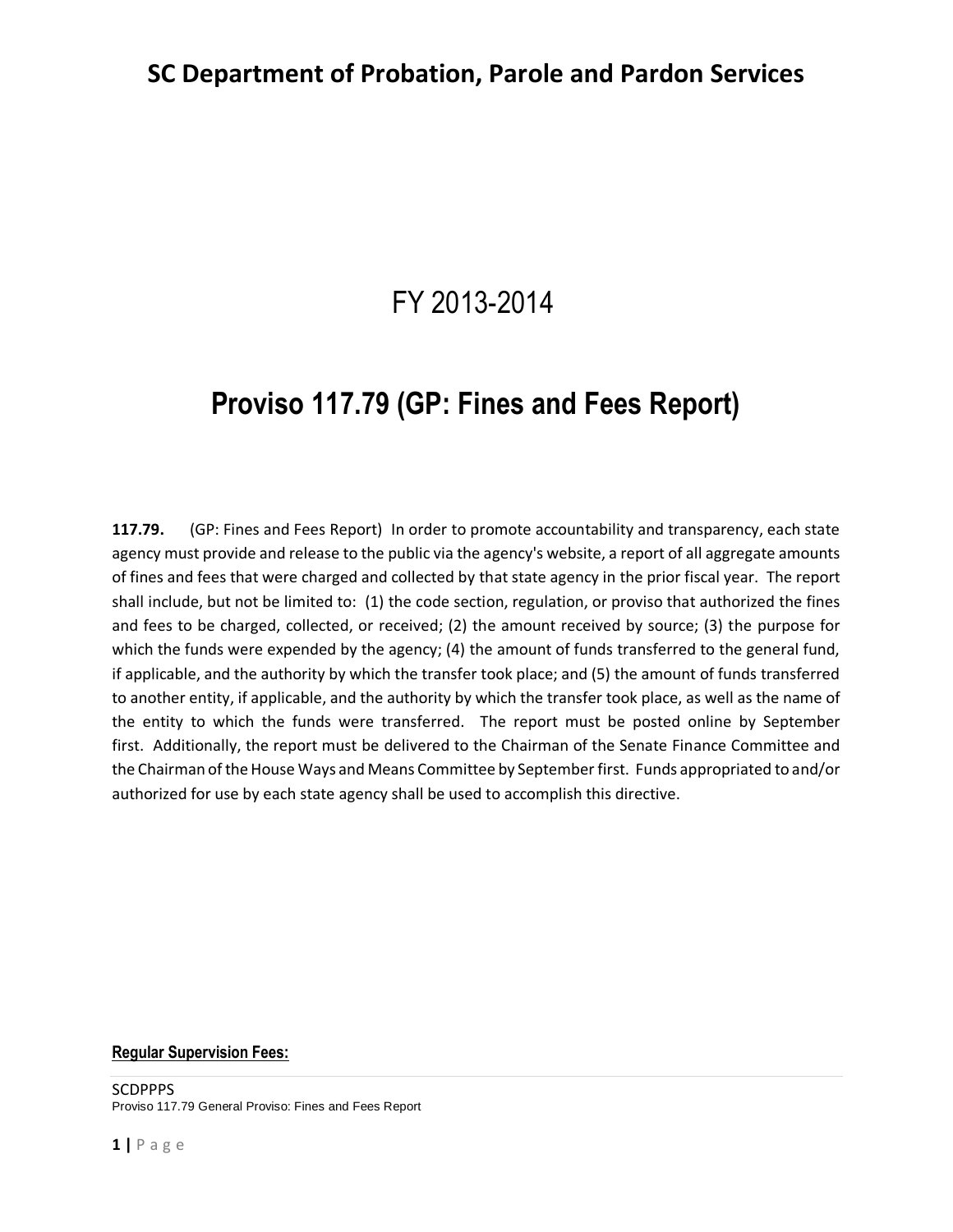# SC Department of Probation, Parole and Pardon Services

## FY 2013-2014

# Proviso 117.79 (GP: Fines and Fees Report)

**117.79.** (GP: Fines and Fees Report) In order to promote accountability and transparency, each state agency must provide and release to the public via the agency's website, a report of all aggregate amounts of fines and fees that were charged and collected by that state agency in the prior fiscal year. The report shall include, but not be limited to: (1) the code section, regulation, or proviso that authorized the fines and fees to be charged, collected, or received; (2) the amount received by source; (3) the purpose for which the funds were expended by the agency; (4) the amount of funds transferred to the general fund, if applicable, and the authority by which the transfer took place; and (5) the amount of funds transferred to another entity, if applicable, and the authority by which the transfer took place, as well as the name of the entity to which the funds were transferred. The report must be posted online by September first. Additionally, the report must be delivered to the Chairman of the Senate Finance Committee and the Chairman of the House Ways and Means Committee by September first. Funds appropriated to and/or authorized for use by each state agency shall be used to accomplish this directive.

**Regular Supervision Fees:**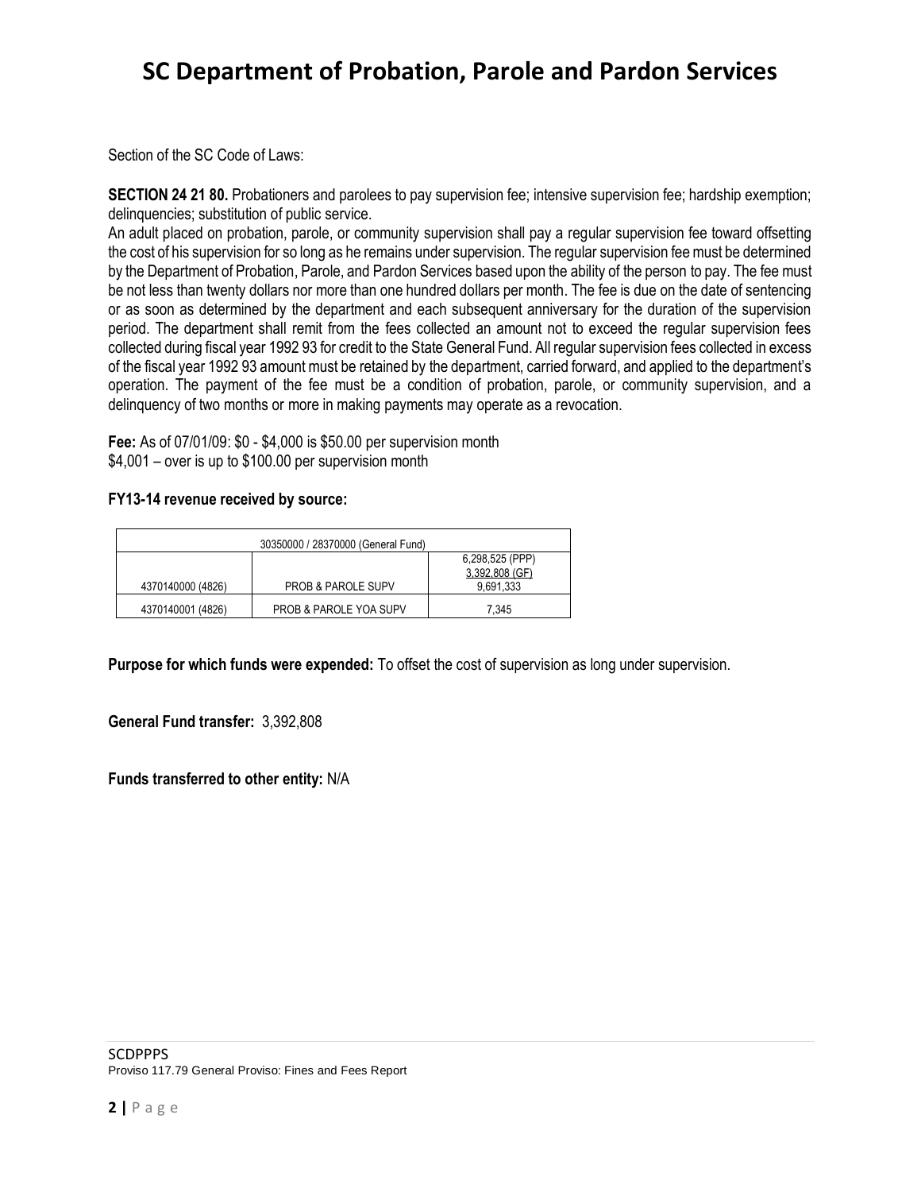# SC Department of Probation, Parole and Pardon Services

Section of the SC Code of Laws:

**SECTION 24 21 80.** Probationers and parolees to pay supervision fee; intensive supervision fee; hardship exemption; delinquencies; substitution of public service.

An adult placed on probation, parole, or community supervision shall pay a regular supervision fee toward offsetting the cost of his supervision for so long as he remains under supervision. The regular supervision fee must be determined by the Department of Probation, Parole, and Pardon Services based upon the ability of the person to pay. The fee must be not less than twenty dollars nor more than one hundred dollars per month. The fee is due on the date of sentencing or as soon as determined by the department and each subsequent anniversary for the duration of the supervision period. The department shall remit from the fees collected an amount not to exceed the regular supervision fees collected during fiscal year 1992 93 for credit to the State General Fund. All regular supervision fees collected in excess of the fiscal year 1992 93 amount must be retained by the department, carried forward, and applied to the department's operation. The payment of the fee must be a condition of probation, parole, or community supervision, and a delinquency of two months or more in making payments may operate as a revocation.

**Fee:** As of 07/01/09: $0 - $4,000 is $50.00 per supervision month
$4,001 – over is up to $100.00 per supervision month

**FY13-14 revenue received by source:**

| 30350000 / 28370000 (General Fund) | | |
|---|---|---|
| 4370140000 (4826) | PROB & PAROLE SUPV | 6,298,525 (PPP)<br>3,392,808 (GF)<br>9,691,333 |
| 4370140001 (4826) | PROB & PAROLE YOA SUPV | 7,345 |

**Purpose for which funds were expended:** To offset the cost of supervision as long under supervision.

**General Fund transfer:** 3,392,808

**Funds transferred to other entity:** N/A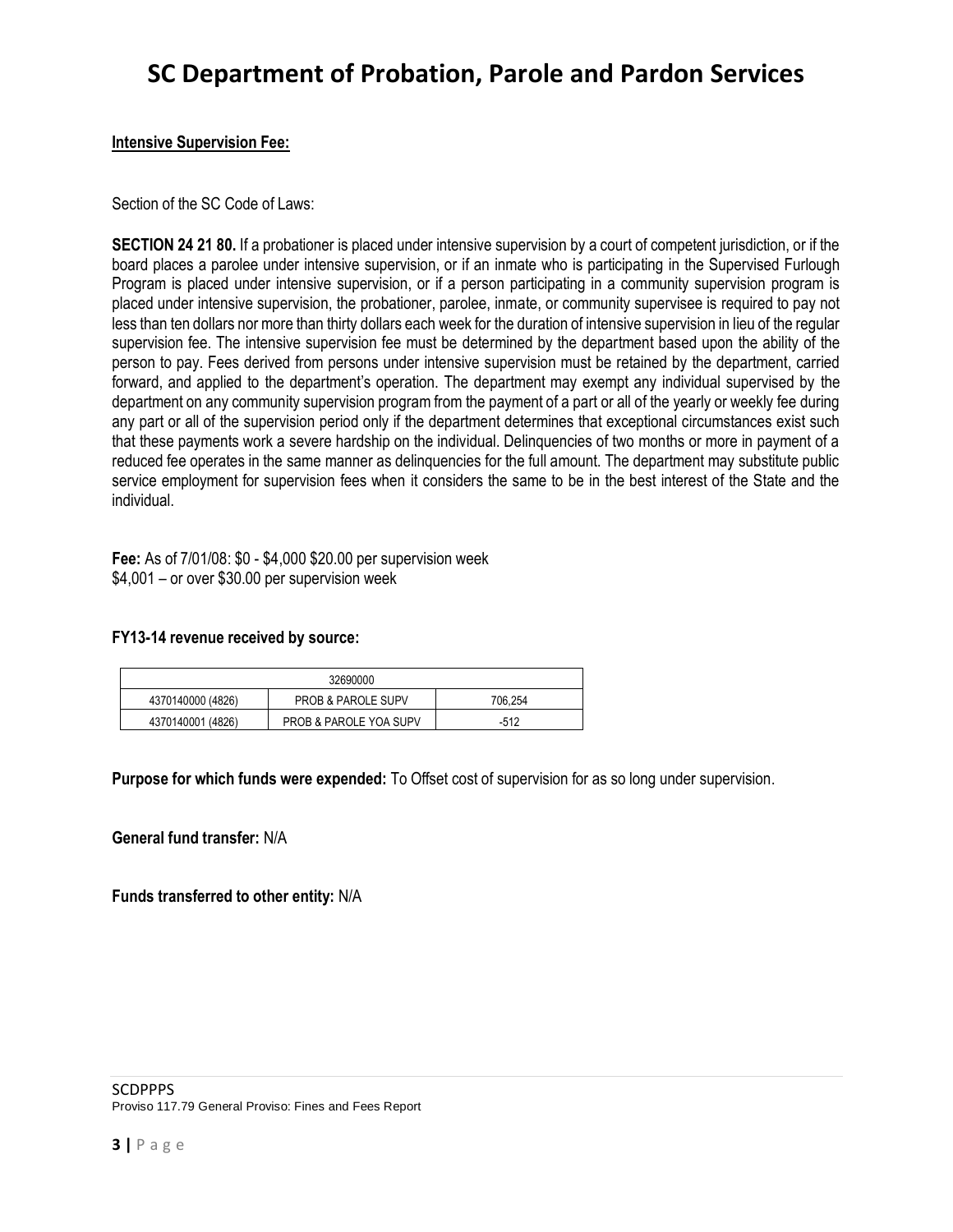**Intensive Supervision Fee:**

Section of the SC Code of Laws:

**SECTION 24 21 80.** If a probationer is placed under intensive supervision by a court of competent jurisdiction, or if the board places a parolee under intensive supervision, or if an inmate who is participating in the Supervised Furlough Program is placed under intensive supervision, or if a person participating in a community supervision program is placed under intensive supervision, the probationer, parolee, inmate, or community supervisee is required to pay not less than ten dollars nor more than thirty dollars each week for the duration of intensive supervision in lieu of the regular supervision fee. The intensive supervision fee must be determined by the department based upon the ability of the person to pay. Fees derived from persons under intensive supervision must be retained by the department, carried forward, and applied to the department's operation. The department may exempt any individual supervised by the department on any community supervision program from the payment of a part or all of the yearly or weekly fee during any part or all of the supervision period only if the department determines that exceptional circumstances exist such that these payments work a severe hardship on the individual. Delinquencies of two months or more in payment of a reduced fee operates in the same manner as delinquencies for the full amount. The department may substitute public service employment for supervision fees when it considers the same to be in the best interest of the State and the individual.

**Fee:** As of 7/01/08: $0 - $4,000 $20.00 per supervision week
$4,001 – or over $30.00 per supervision week

**FY13-14 revenue received by source:**

| 32690000 | | |
|---|---|---|
| 4370140000 (4826) | PROB & PAROLE SUPV | 706,254 |
| 4370140001 (4826) | PROB & PAROLE YOA SUPV | -512 |

**Purpose for which funds were expended:** To Offset cost of supervision for as so long under supervision.

**General fund transfer:** N/A

**Funds transferred to other entity:** N/A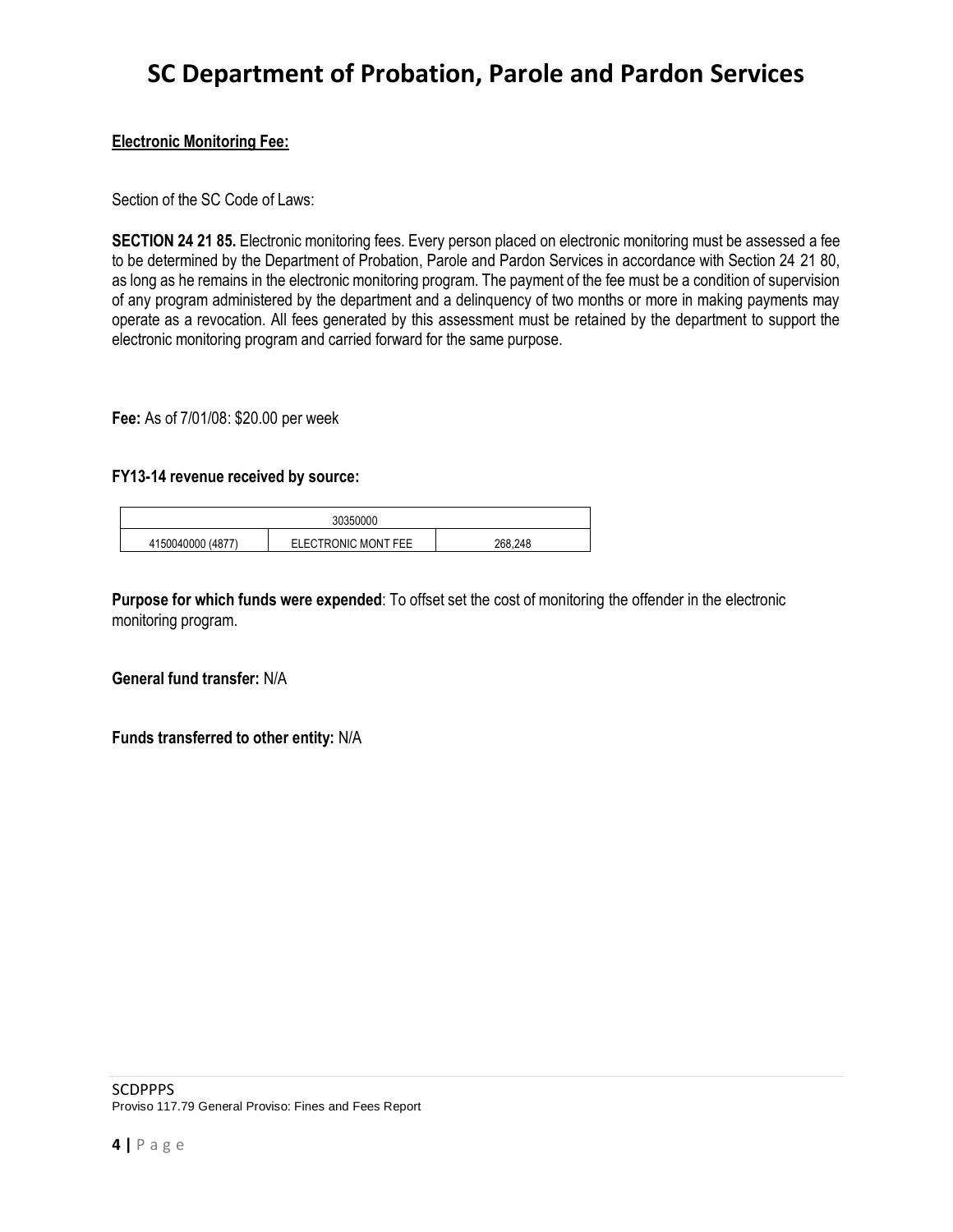**Electronic Monitoring Fee:**

Section of the SC Code of Laws:

**SECTION 24 21 85.** Electronic monitoring fees. Every person placed on electronic monitoring must be assessed a fee to be determined by the Department of Probation, Parole and Pardon Services in accordance with Section 24 21 80, as long as he remains in the electronic monitoring program. The payment of the fee must be a condition of supervision of any program administered by the department and a delinquency of two months or more in making payments may operate as a revocation. All fees generated by this assessment must be retained by the department to support the electronic monitoring program and carried forward for the same purpose.

**Fee:** As of 7/01/08: $20.00 per week

**FY13-14 revenue received by source:**

| 30350000 | | |
|---|---|---|
| 4150040000 (4877) | ELECTRONIC MONT FEE | 268,248 |

**Purpose for which funds were expended**: To offset set the cost of monitoring the offender in the electronic monitoring program.

**General fund transfer:** N/A

**Funds transferred to other entity:** N/A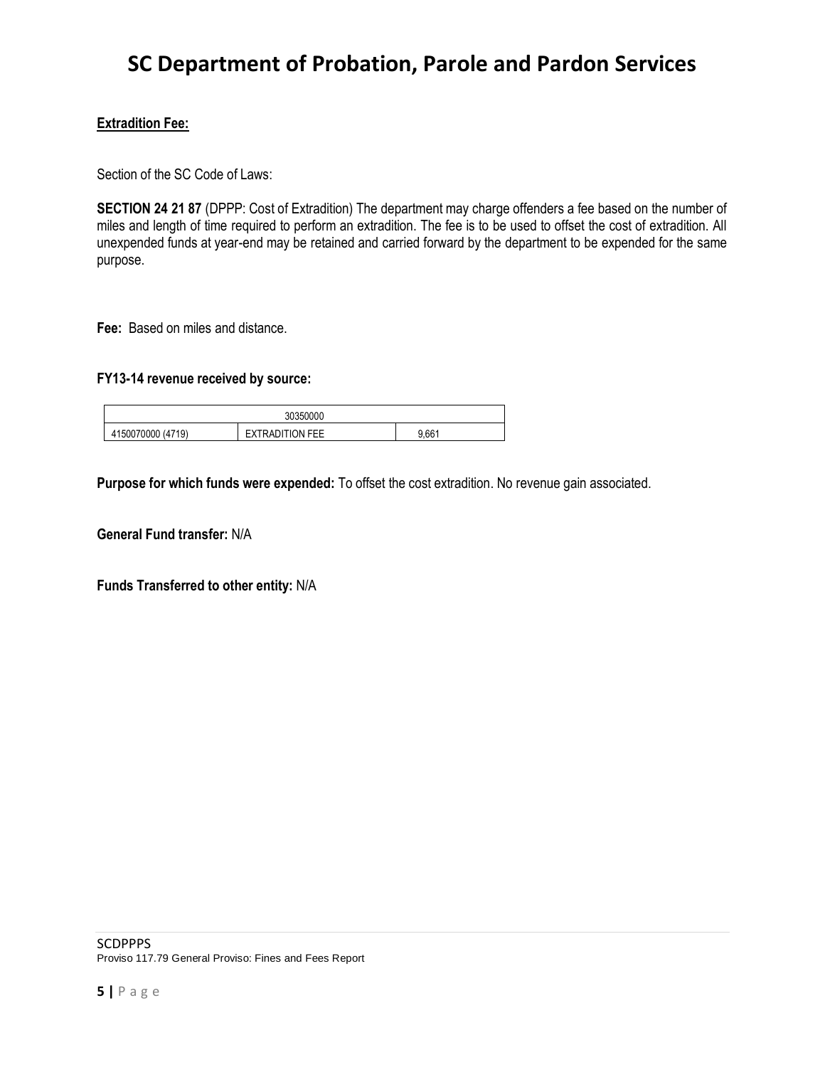# SC Department of Probation, Parole and Pardon Services

**Extradition Fee:**

Section of the SC Code of Laws:

**SECTION 24 21 87** (DPPP: Cost of Extradition) The department may charge offenders a fee based on the number of miles and length of time required to perform an extradition. The fee is to be used to offset the cost of extradition. All unexpended funds at year-end may be retained and carried forward by the department to be expended for the same purpose.

**Fee:** Based on miles and distance.

**FY13-14 revenue received by source:**

| 30350000 | | |
|---|---|---|
| 4150070000 (4719) | EXTRADITION FEE | 9,661 |

**Purpose for which funds were expended:** To offset the cost extradition. No revenue gain associated.

**General Fund transfer:** N/A

**Funds Transferred to other entity:** N/A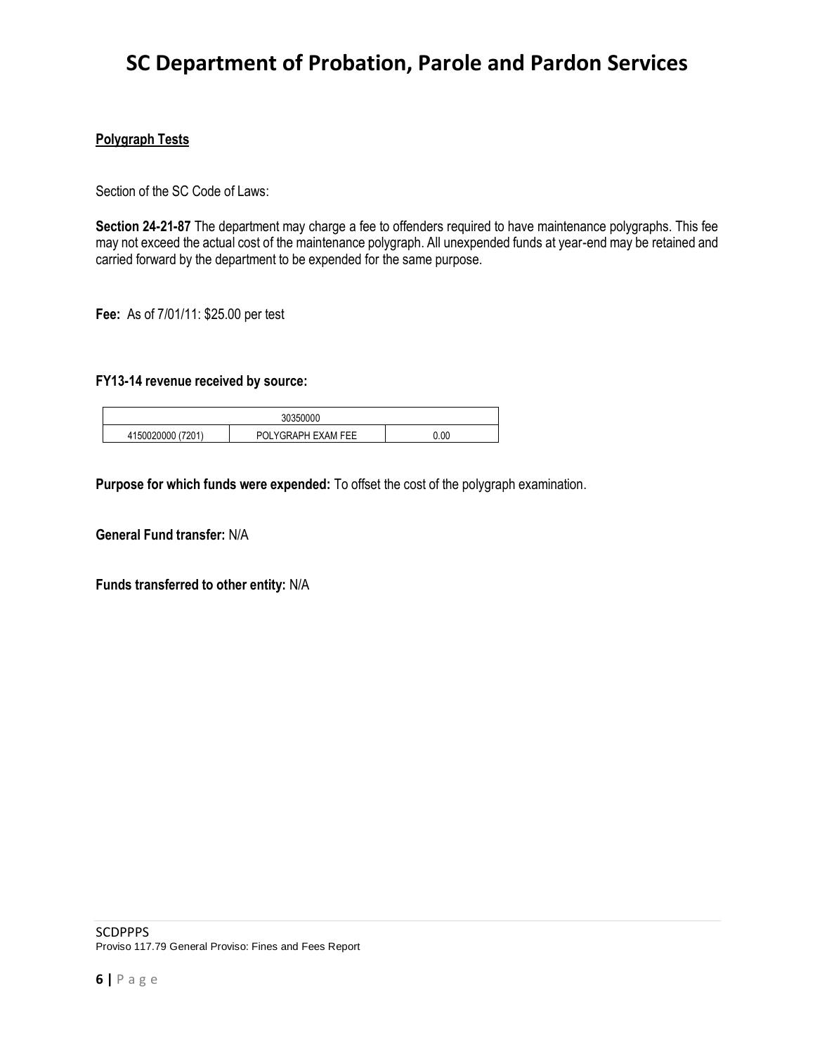**Polygraph Tests**

Section of the SC Code of Laws:

**Section 24-21-87** The department may charge a fee to offenders required to have maintenance polygraphs. This fee may not exceed the actual cost of the maintenance polygraph. All unexpended funds at year-end may be retained and carried forward by the department to be expended for the same purpose.

**Fee:** As of 7/01/11: $25.00 per test

**FY13-14 revenue received by source:**

| 30350000 | | |
|---|---|---|
| 4150020000 (7201) | POLYGRAPH EXAM FEE | 0.00 |

**Purpose for which funds were expended:** To offset the cost of the polygraph examination.

**General Fund transfer:** N/A

**Funds transferred to other entity:** N/A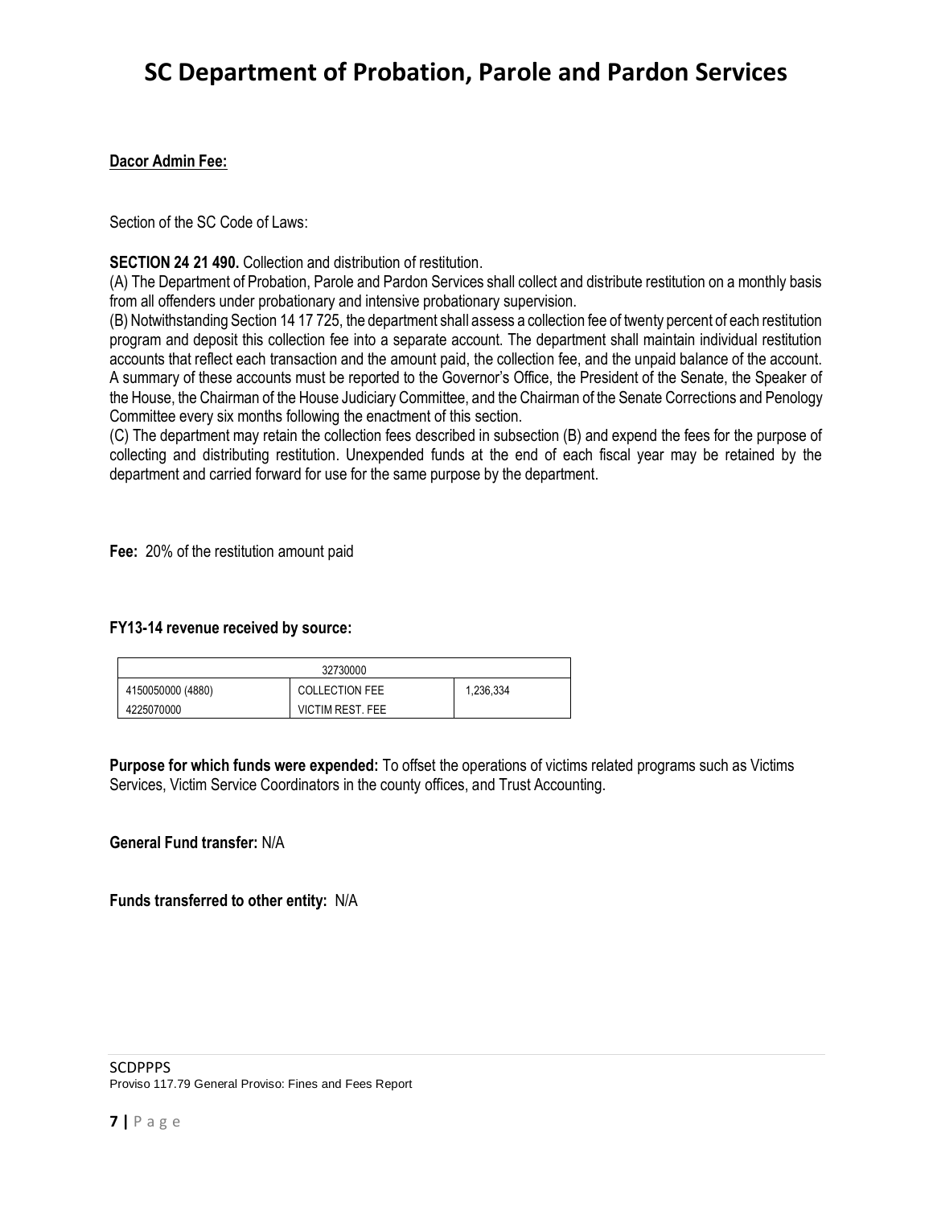**Dacor Admin Fee:**

Section of the SC Code of Laws:

**SECTION 24 21 490.** Collection and distribution of restitution.

(A) The Department of Probation, Parole and Pardon Services shall collect and distribute restitution on a monthly basis from all offenders under probationary and intensive probationary supervision.

(B) Notwithstanding Section 14 17 725, the department shall assess a collection fee of twenty percent of each restitution program and deposit this collection fee into a separate account. The department shall maintain individual restitution accounts that reflect each transaction and the amount paid, the collection fee, and the unpaid balance of the account. A summary of these accounts must be reported to the Governor's Office, the President of the Senate, the Speaker of the House, the Chairman of the House Judiciary Committee, and the Chairman of the Senate Corrections and Penology Committee every six months following the enactment of this section.

(C) The department may retain the collection fees described in subsection (B) and expend the fees for the purpose of collecting and distributing restitution. Unexpended funds at the end of each fiscal year may be retained by the department and carried forward for use for the same purpose by the department.

**Fee:** 20% of the restitution amount paid

**FY13-14 revenue received by source:**

| 32730000 | | |
|---|---|---|
| 4150050000 (4880) | COLLECTION FEE | 1,236,334 |
| 4225070000 | VICTIM REST. FEE | |

**Purpose for which funds were expended:** To offset the operations of victims related programs such as Victims Services, Victim Service Coordinators in the county offices, and Trust Accounting.

**General Fund transfer:** N/A

**Funds transferred to other entity:** N/A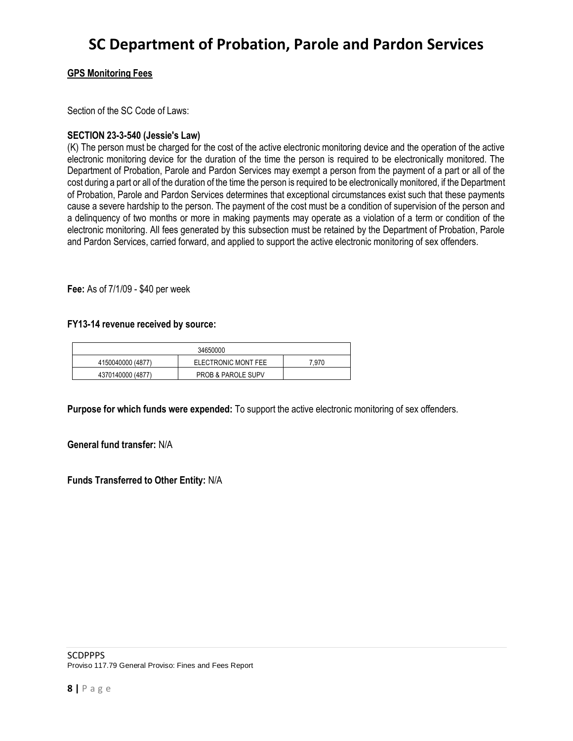## GPS Monitoring Fees

Section of the SC Code of Laws:

**SECTION 23-3-540 (Jessie's Law)**

(K) The person must be charged for the cost of the active electronic monitoring device and the operation of the active electronic monitoring device for the duration of the time the person is required to be electronically monitored. The Department of Probation, Parole and Pardon Services may exempt a person from the payment of a part or all of the cost during a part or all of the duration of the time the person is required to be electronically monitored, if the Department of Probation, Parole and Pardon Services determines that exceptional circumstances exist such that these payments cause a severe hardship to the person. The payment of the cost must be a condition of supervision of the person and a delinquency of two months or more in making payments may operate as a violation of a term or condition of the electronic monitoring. All fees generated by this subsection must be retained by the Department of Probation, Parole and Pardon Services, carried forward, and applied to support the active electronic monitoring of sex offenders.

**Fee:** As of 7/1/09 - $40 per week

**FY13-14 revenue received by source:**

| 34650000 | | |
|---|---|---|
| 4150040000 (4877) | ELECTRONIC MONT FEE | 7,970 |
| 4370140000 (4877) | PROB & PAROLE SUPV | |

**Purpose for which funds were expended:** To support the active electronic monitoring of sex offenders.

**General fund transfer:** N/A

**Funds Transferred to Other Entity:** N/A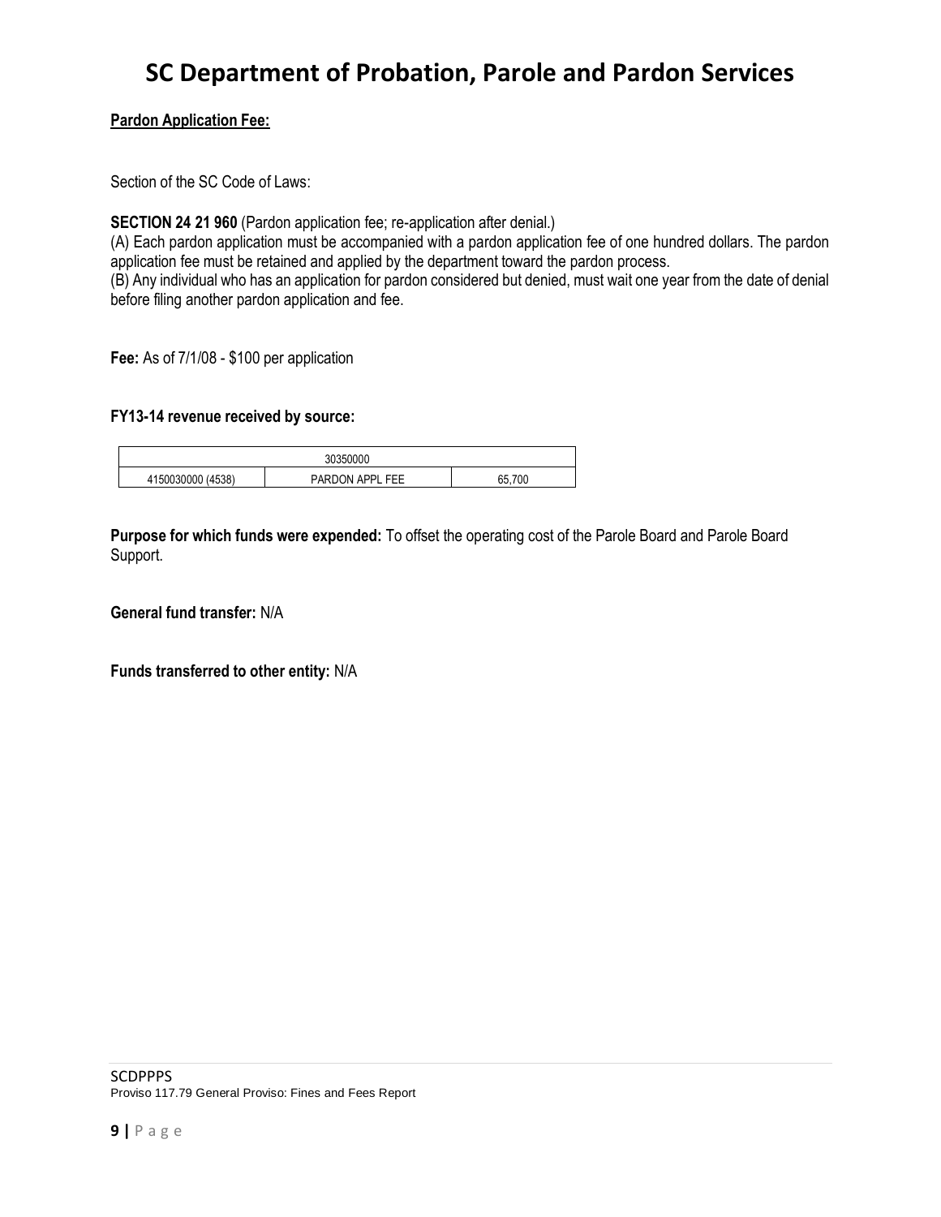# SC Department of Probation, Parole and Pardon Services

**Pardon Application Fee:**

Section of the SC Code of Laws:

**SECTION 24 21 960** (Pardon application fee; re-application after denial.)
(A) Each pardon application must be accompanied with a pardon application fee of one hundred dollars. The pardon application fee must be retained and applied by the department toward the pardon process.
(B) Any individual who has an application for pardon considered but denied, must wait one year from the date of denial before filing another pardon application and fee.

**Fee:** As of 7/1/08 - $100 per application

**FY13-14 revenue received by source:**

| 30350000 | | |
|---|---|---|
| 4150030000 (4538) | PARDON APPL FEE | 65,700 |

**Purpose for which funds were expended:** To offset the operating cost of the Parole Board and Parole Board Support.

**General fund transfer:** N/A

**Funds transferred to other entity:** N/A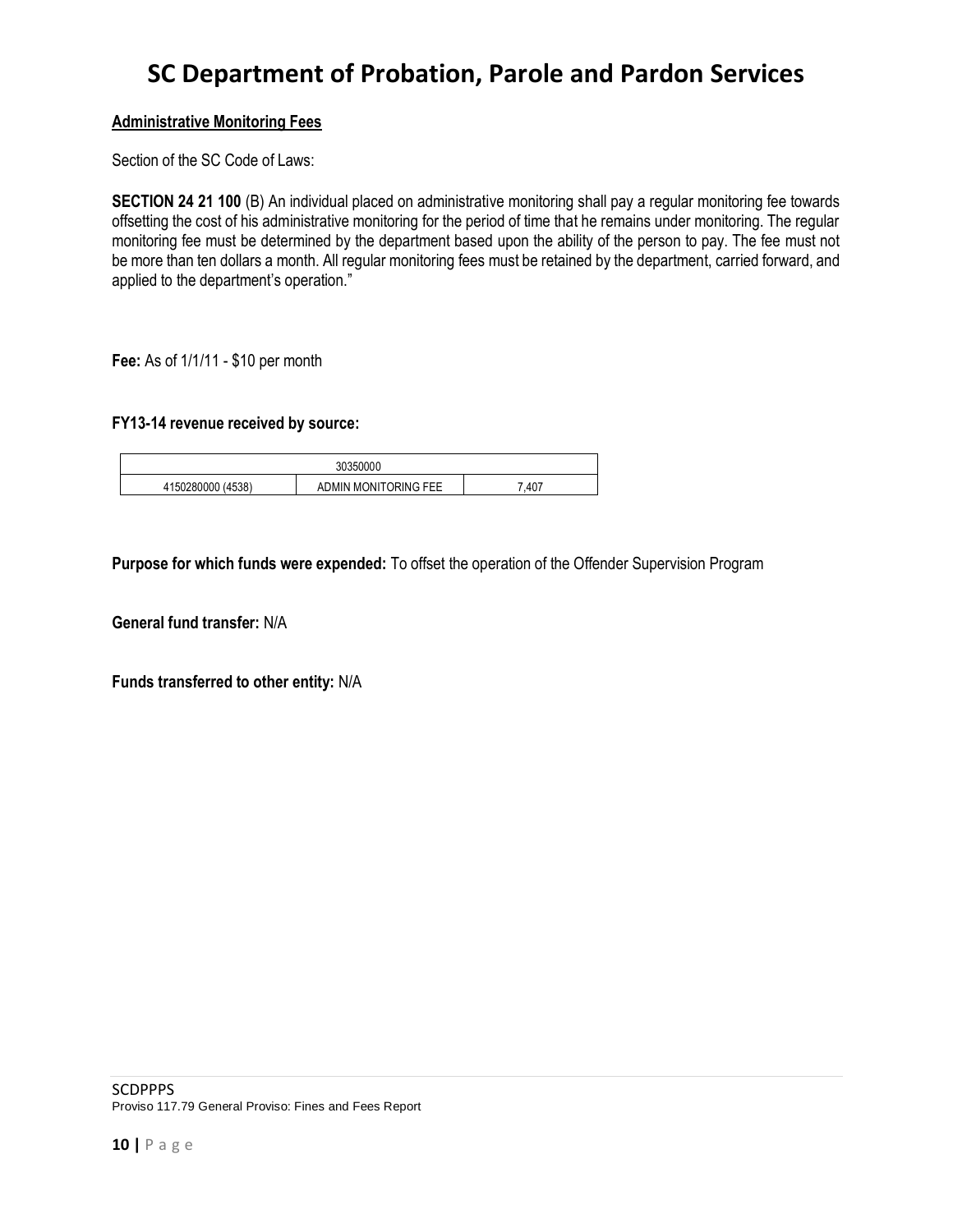# SC Department of Probation, Parole and Pardon Services

**Administrative Monitoring Fees**

Section of the SC Code of Laws:

**SECTION 24 21 100** (B) An individual placed on administrative monitoring shall pay a regular monitoring fee towards offsetting the cost of his administrative monitoring for the period of time that he remains under monitoring. The regular monitoring fee must be determined by the department based upon the ability of the person to pay. The fee must not be more than ten dollars a month. All regular monitoring fees must be retained by the department, carried forward, and applied to the department's operation."

**Fee:** As of 1/1/11 - $10 per month

**FY13-14 revenue received by source:**

| 30350000 | | |
|---|---|---|
| 4150280000 (4538) | ADMIN MONITORING FEE | 7,407 |

**Purpose for which funds were expended:** To offset the operation of the Offender Supervision Program

**General fund transfer:** N/A

**Funds transferred to other entity:** N/A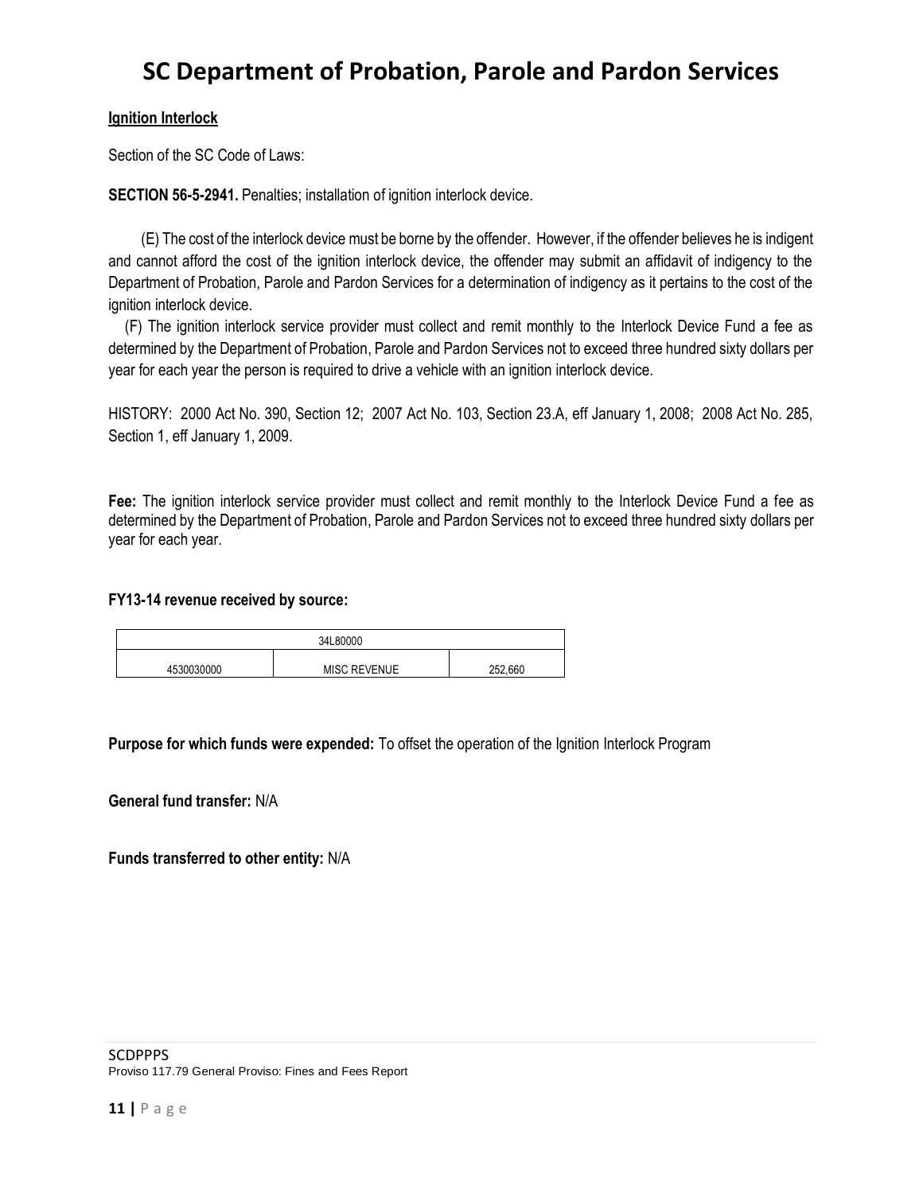# SC Department of Probation, Parole and Pardon Services

**Ignition Interlock**

Section of the SC Code of Laws:

**SECTION 56-5-2941.** Penalties; installation of ignition interlock device.

(E) The cost of the interlock device must be borne by the offender. However, if the offender believes he is indigent and cannot afford the cost of the ignition interlock device, the offender may submit an affidavit of indigency to the Department of Probation, Parole and Pardon Services for a determination of indigency as it pertains to the cost of the ignition interlock device.

(F) The ignition interlock service provider must collect and remit monthly to the Interlock Device Fund a fee as determined by the Department of Probation, Parole and Pardon Services not to exceed three hundred sixty dollars per year for each year the person is required to drive a vehicle with an ignition interlock device.

HISTORY: 2000 Act No. 390, Section 12; 2007 Act No. 103, Section 23.A, eff January 1, 2008; 2008 Act No. 285, Section 1, eff January 1, 2009.

**Fee:** The ignition interlock service provider must collect and remit monthly to the Interlock Device Fund a fee as determined by the Department of Probation, Parole and Pardon Services not to exceed three hundred sixty dollars per year for each year.

**FY13-14 revenue received by source:**

| 34L80000 | | |
|---|---|---|
| 4530030000 | MISC REVENUE | 252,660 |

**Purpose for which funds were expended:** To offset the operation of the Ignition Interlock Program

**General fund transfer:** N/A

**Funds transferred to other entity:** N/A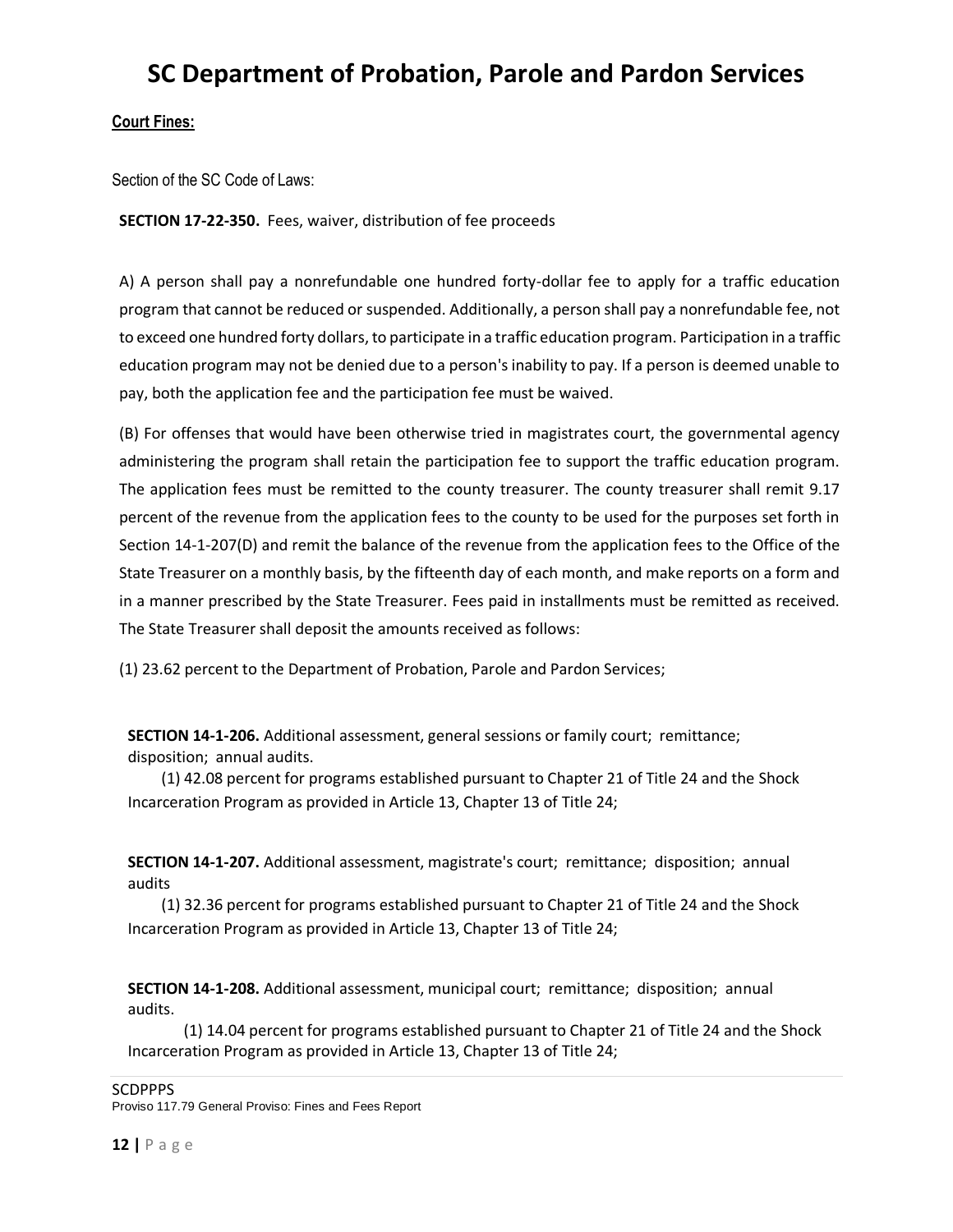# SC Department of Probation, Parole and Pardon Services

**Court Fines:**

Section of the SC Code of Laws:

**SECTION 17-22-350.** Fees, waiver, distribution of fee proceeds

A) A person shall pay a nonrefundable one hundred forty-dollar fee to apply for a traffic education program that cannot be reduced or suspended. Additionally, a person shall pay a nonrefundable fee, not to exceed one hundred forty dollars, to participate in a traffic education program. Participation in a traffic education program may not be denied due to a person's inability to pay. If a person is deemed unable to pay, both the application fee and the participation fee must be waived.

(B) For offenses that would have been otherwise tried in magistrates court, the governmental agency administering the program shall retain the participation fee to support the traffic education program. The application fees must be remitted to the county treasurer. The county treasurer shall remit 9.17 percent of the revenue from the application fees to the county to be used for the purposes set forth in Section 14-1-207(D) and remit the balance of the revenue from the application fees to the Office of the State Treasurer on a monthly basis, by the fifteenth day of each month, and make reports on a form and in a manner prescribed by the State Treasurer. Fees paid in installments must be remitted as received. The State Treasurer shall deposit the amounts received as follows:

(1) 23.62 percent to the Department of Probation, Parole and Pardon Services;

**SECTION 14-1-206.** Additional assessment, general sessions or family court; remittance; disposition; annual audits.

(1) 42.08 percent for programs established pursuant to Chapter 21 of Title 24 and the Shock Incarceration Program as provided in Article 13, Chapter 13 of Title 24;

**SECTION 14-1-207.** Additional assessment, magistrate's court; remittance; disposition; annual audits

(1) 32.36 percent for programs established pursuant to Chapter 21 of Title 24 and the Shock Incarceration Program as provided in Article 13, Chapter 13 of Title 24;

**SECTION 14-1-208.** Additional assessment, municipal court; remittance; disposition; annual audits.

(1) 14.04 percent for programs established pursuant to Chapter 21 of Title 24 and the Shock Incarceration Program as provided in Article 13, Chapter 13 of Title 24;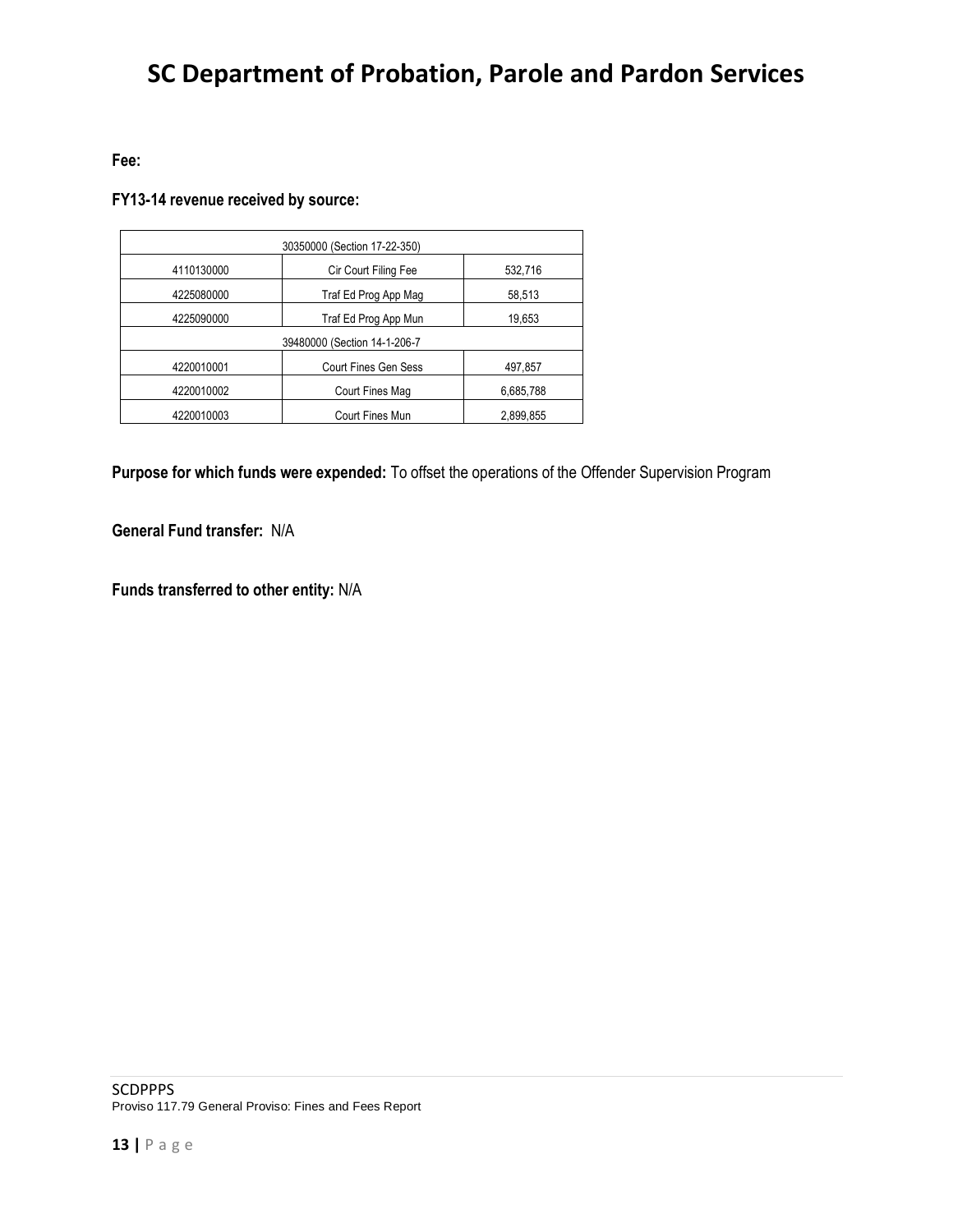# SC Department of Probation, Parole and Pardon Services

**Fee:**

**FY13-14 revenue received by source:**

| 30350000 (Section 17-22-350) | | |
|---|---|---|
| 4110130000 | Cir Court Filing Fee | 532,716 |
| 4225080000 | Traf Ed Prog App Mag | 58,513 |
| 4225090000 | Traf Ed Prog App Mun | 19,653 |
| 39480000 (Section 14-1-206-7 | | |
| 4220010001 | Court Fines Gen Sess | 497,857 |
| 4220010002 | Court Fines Mag | 6,685,788 |
| 4220010003 | Court Fines Mun | 2,899,855 |

**Purpose for which funds were expended:** To offset the operations of the Offender Supervision Program

**General Fund transfer:** N/A

**Funds transferred to other entity:** N/A

SCDPPPS
Proviso 117.79 General Proviso: Fines and Fees Report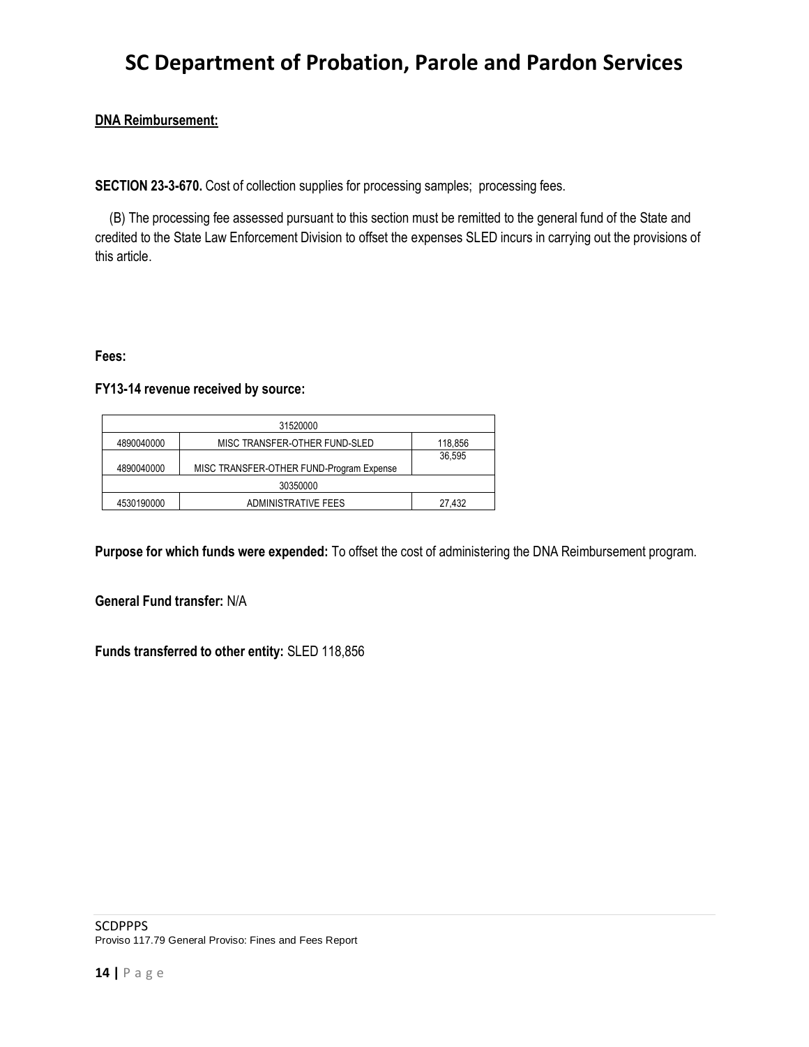**DNA Reimbursement:**

**SECTION 23-3-670.** Cost of collection supplies for processing samples; processing fees.

(B) The processing fee assessed pursuant to this section must be remitted to the general fund of the State and credited to the State Law Enforcement Division to offset the expenses SLED incurs in carrying out the provisions of this article.

**Fees:**

**FY13-14 revenue received by source:**

| 31520000 | | |
|---|---|---|
| 4890040000 | MISC TRANSFER-OTHER FUND-SLED | 118,856 |
| 4890040000 | MISC TRANSFER-OTHER FUND-Program Expense | 36,595 |
| 30350000 | | |
| 4530190000 | ADMINISTRATIVE FEES | 27,432 |

**Purpose for which funds were expended:** To offset the cost of administering the DNA Reimbursement program.

**General Fund transfer:** N/A

**Funds transferred to other entity:** SLED 118,856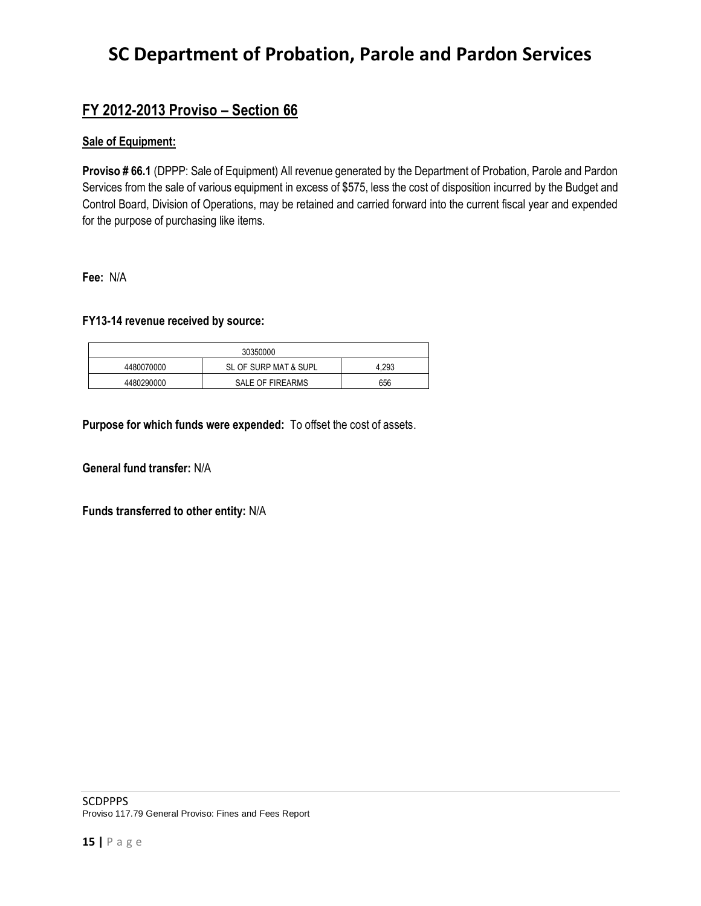# SC Department of Probation, Parole and Pardon Services

## FY 2012-2013 Proviso – Section 66

**Sale of Equipment:**

**Proviso # 66.1** (DPPP: Sale of Equipment) All revenue generated by the Department of Probation, Parole and Pardon Services from the sale of various equipment in excess of $575, less the cost of disposition incurred by the Budget and Control Board, Division of Operations, may be retained and carried forward into the current fiscal year and expended for the purpose of purchasing like items.

**Fee:** N/A

**FY13-14 revenue received by source:**

| 30350000 | | |
|---|---|---|
| 4480070000 | SL OF SURP MAT & SUPL | 4,293 |
| 4480290000 | SALE OF FIREARMS | 656 |

**Purpose for which funds were expended:** To offset the cost of assets.

**General fund transfer:** N/A

**Funds transferred to other entity:** N/A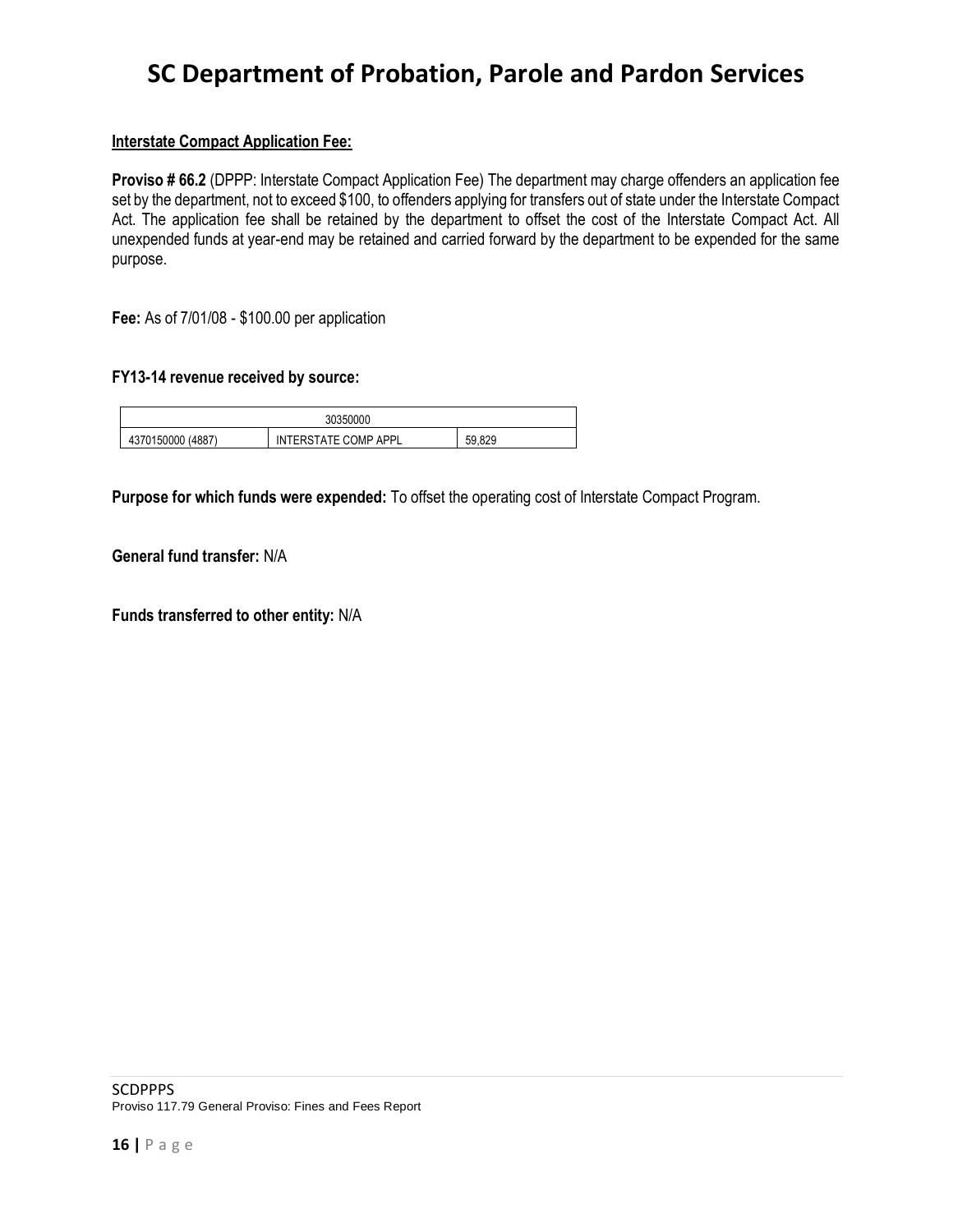**Interstate Compact Application Fee:**

**Proviso # 66.2** (DPPP: Interstate Compact Application Fee) The department may charge offenders an application fee set by the department, not to exceed $100, to offenders applying for transfers out of state under the Interstate Compact Act. The application fee shall be retained by the department to offset the cost of the Interstate Compact Act. All unexpended funds at year-end may be retained and carried forward by the department to be expended for the same purpose.

**Fee:** As of 7/01/08 - $100.00 per application

**FY13-14 revenue received by source:**

| 30350000 | | |
|---|---|---|
| 4370150000 (4887) | INTERSTATE COMP APPL | 59,829 |

**Purpose for which funds were expended:** To offset the operating cost of Interstate Compact Program.

**General fund transfer:** N/A

**Funds transferred to other entity:** N/A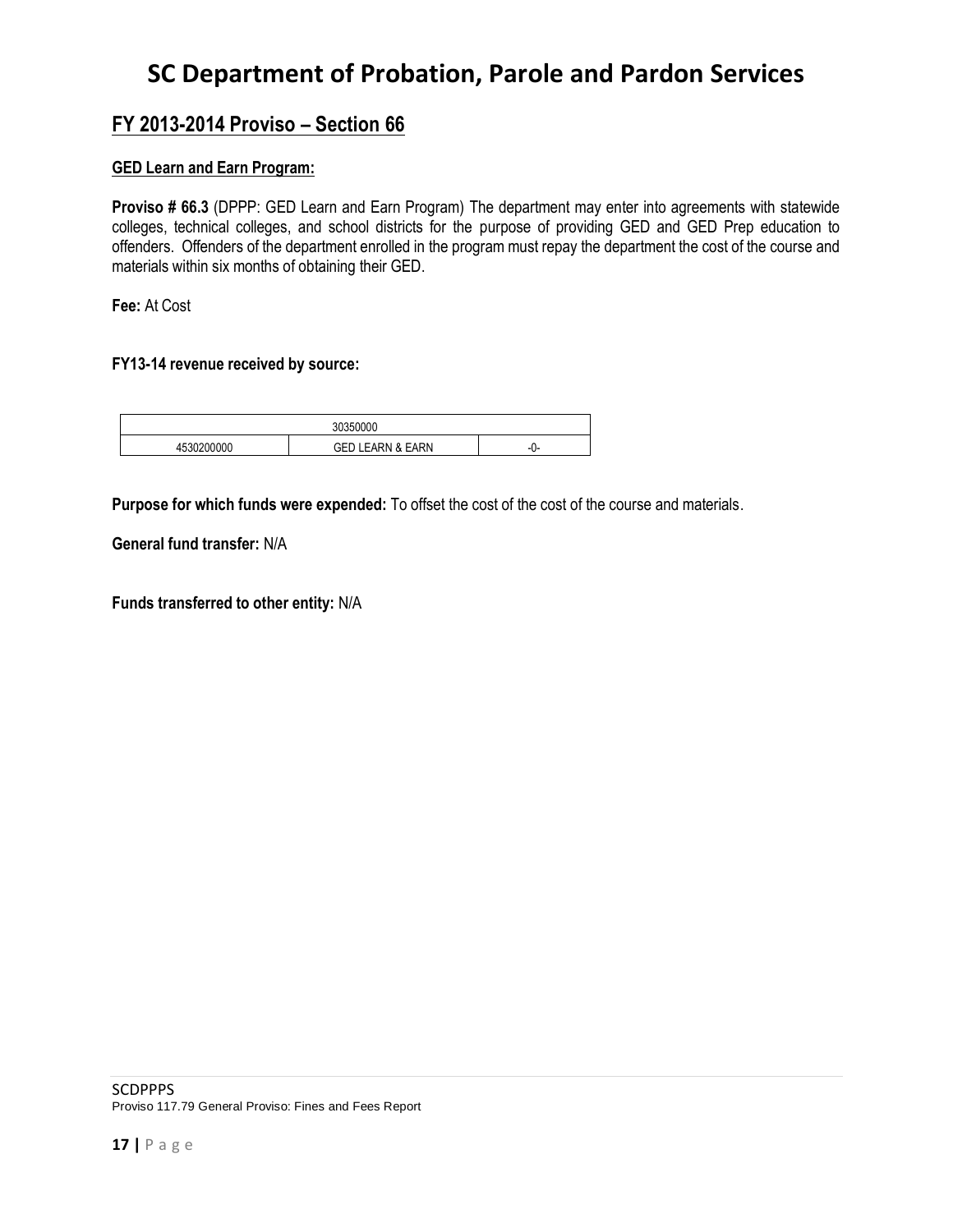# SC Department of Probation, Parole and Pardon Services

## FY 2013-2014 Proviso – Section 66

### GED Learn and Earn Program:

**Proviso # 66.3** (DPPP: GED Learn and Earn Program) The department may enter into agreements with statewide colleges, technical colleges, and school districts for the purpose of providing GED and GED Prep education to offenders. Offenders of the department enrolled in the program must repay the department the cost of the course and materials within six months of obtaining their GED.

**Fee:** At Cost

**FY13-14 revenue received by source:**

| 30350000 | | |
|---|---|---|
| 4530200000 | GED LEARN & EARN | -0- |

**Purpose for which funds were expended:** To offset the cost of the cost of the course and materials.

**General fund transfer:** N/A

**Funds transferred to other entity:** N/A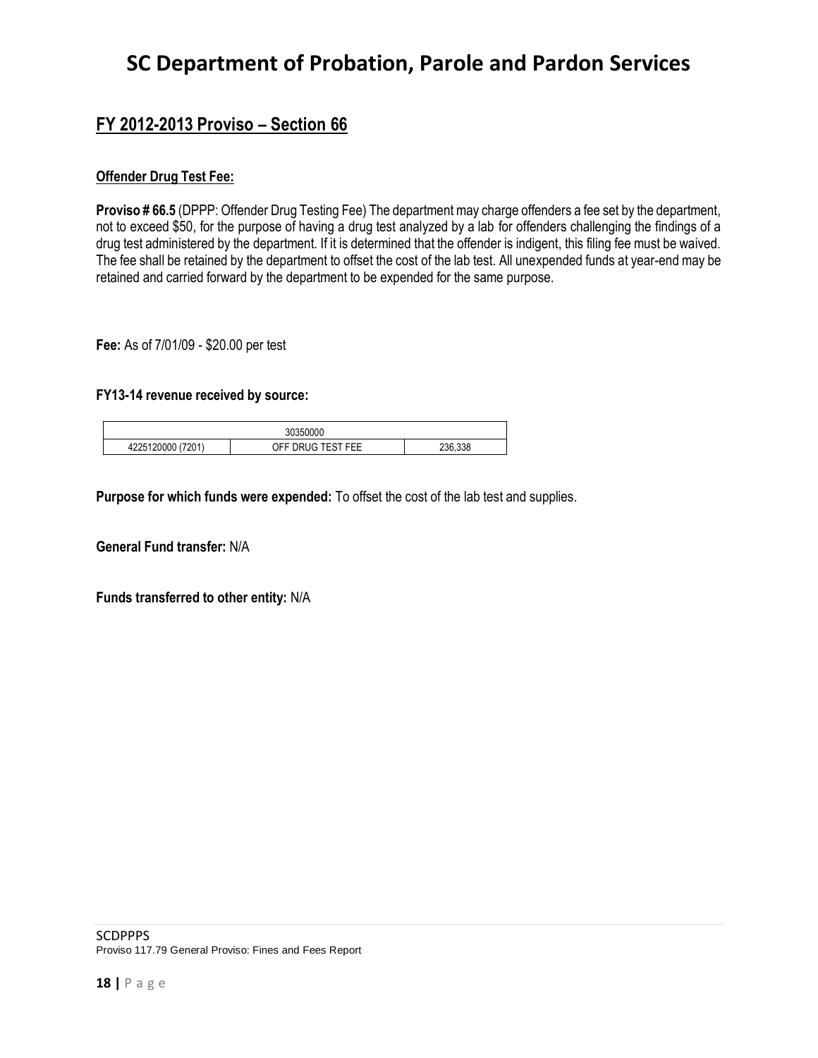# SC Department of Probation, Parole and Pardon Services

## FY 2012-2013 Proviso – Section 66

### Offender Drug Test Fee:

**Proviso # 66.5** (DPPP: Offender Drug Testing Fee) The department may charge offenders a fee set by the department, not to exceed $50, for the purpose of having a drug test analyzed by a lab for offenders challenging the findings of a drug test administered by the department. If it is determined that the offender is indigent, this filing fee must be waived. The fee shall be retained by the department to offset the cost of the lab test. All unexpended funds at year-end may be retained and carried forward by the department to be expended for the same purpose.

**Fee:** As of 7/01/09 - $20.00 per test

**FY13-14 revenue received by source:**

| 30350000 | | |
|---|---|---|
| 4225120000 (7201) | OFF DRUG TEST FEE | 236,338 |

**Purpose for which funds were expended:** To offset the cost of the lab test and supplies.

**General Fund transfer:** N/A

**Funds transferred to other entity:** N/A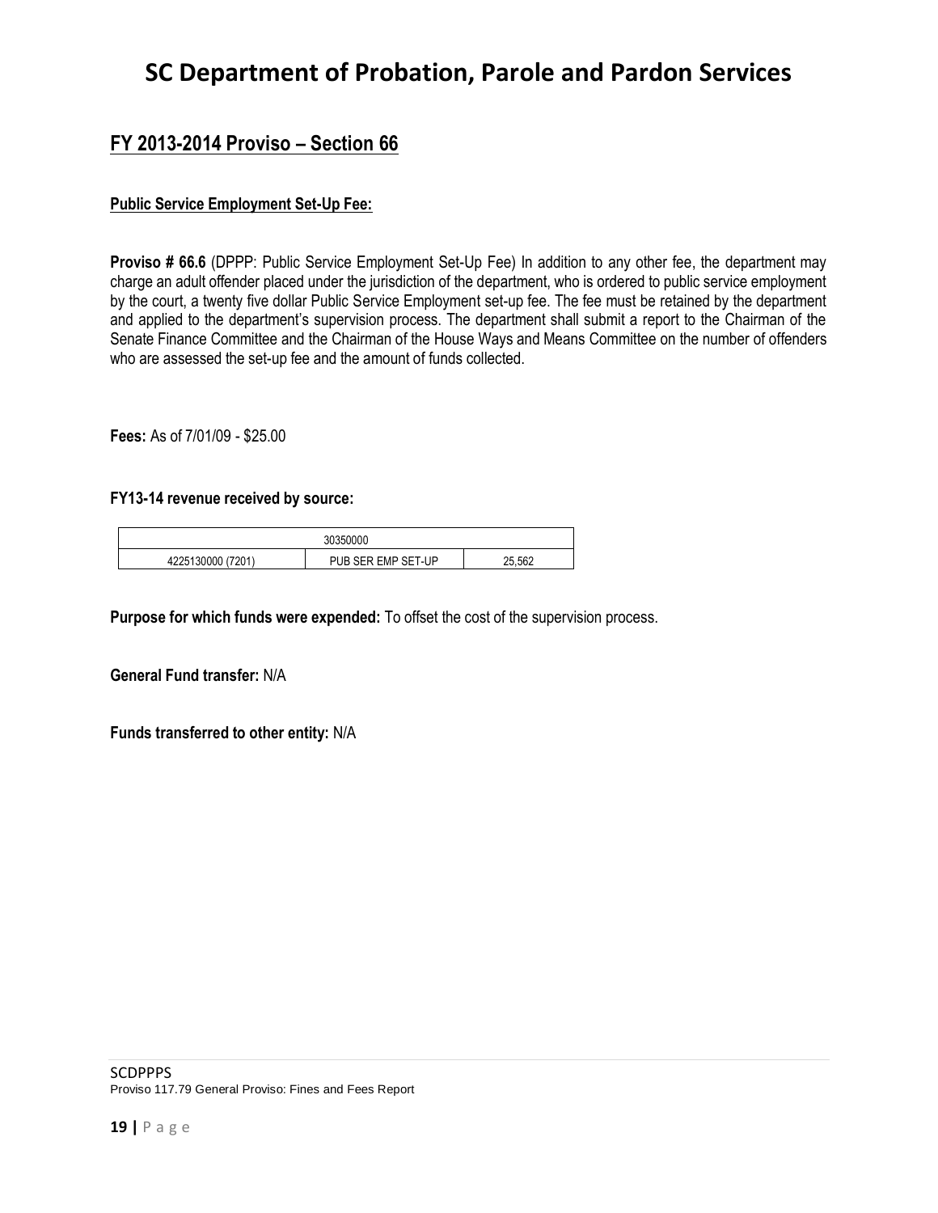# SC Department of Probation, Parole and Pardon Services

## FY 2013-2014 Proviso – Section 66

**Public Service Employment Set-Up Fee:**

**Proviso # 66.6** (DPPP: Public Service Employment Set-Up Fee) In addition to any other fee, the department may charge an adult offender placed under the jurisdiction of the department, who is ordered to public service employment by the court, a twenty five dollar Public Service Employment set-up fee. The fee must be retained by the department and applied to the department's supervision process. The department shall submit a report to the Chairman of the Senate Finance Committee and the Chairman of the House Ways and Means Committee on the number of offenders who are assessed the set-up fee and the amount of funds collected.

**Fees:** As of 7/01/09 - $25.00

**FY13-14 revenue received by source:**

| 30350000 | | |
|---|---|---|
| 4225130000 (7201) | PUB SER EMP SET-UP | 25,562 |

**Purpose for which funds were expended:** To offset the cost of the supervision process.

**General Fund transfer:** N/A

**Funds transferred to other entity:** N/A